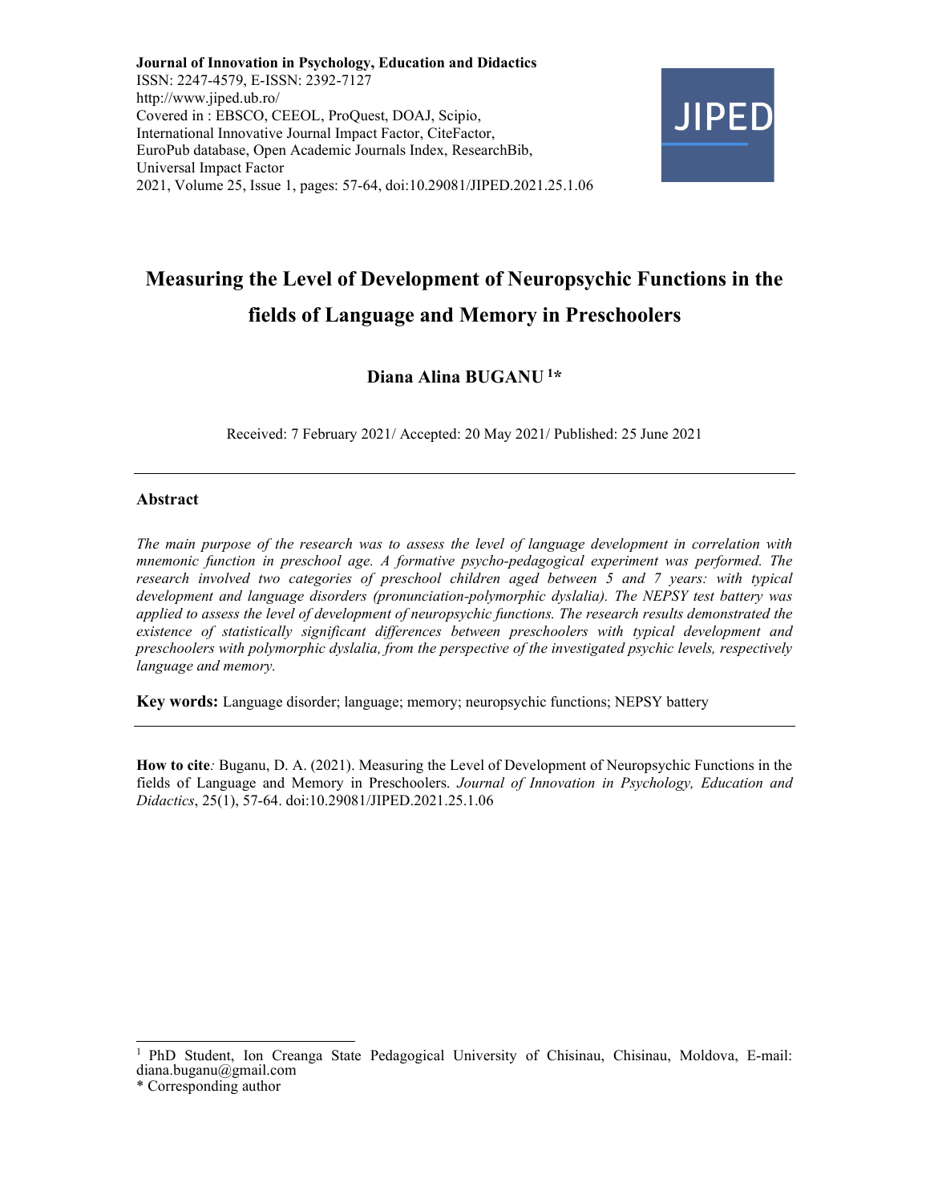**Journal of Innovation in Psychology, Education and Didactics**
ISSN: 2247-4579, E-ISSN: 2392-7127
http://www.jiped.ub.ro/
Covered in : EBSCO, CEEOL, ProQuest, DOAJ, Scipio, International Innovative Journal Impact Factor, CiteFactor, EuroPub database, Open Academic Journals Index, ResearchBib, Universal Impact Factor
2021, Volume 25, Issue 1, pages: 57-64, doi:10.29081/JIPED.2021.25.1.06

# Measuring the Level of Development of Neuropsychic Functions in the fields of Language and Memory in Preschoolers

**Diana Alina BUGANU [1]***

Received: 7 February 2021/ Accepted: 20 May 2021/ Published: 25 June 2021

---

## Abstract

*The main purpose of the research was to assess the level of language development in correlation with mnemonic function in preschool age. A formative psycho-pedagogical experiment was performed. The research involved two categories of preschool children aged between 5 and 7 years: with typical development and language disorders (pronunciation-polymorphic dyslalia). The NEPSY test battery was applied to assess the level of development of neuropsychic functions. The research results demonstrated the existence of statistically significant differences between preschoolers with typical development and preschoolers with polymorphic dyslalia, from the perspective of the investigated psychic levels, respectively language and memory.*

**Key words:** Language disorder; language; memory; neuropsychic functions; NEPSY battery

---

**How to cite***:* Buganu, D. A. (2021). Measuring the Level of Development of Neuropsychic Functions in the fields of Language and Memory in Preschoolers. *Journal of Innovation in Psychology, Education and Didactics*, 25(1), 57-64. doi:10.29081/JIPED.2021.25.1.06

---

[1] PhD Student, Ion Creanga State Pedagogical University of Chisinau, Chisinau, Moldova, E-mail: diana.buganu@gmail.com
* Corresponding author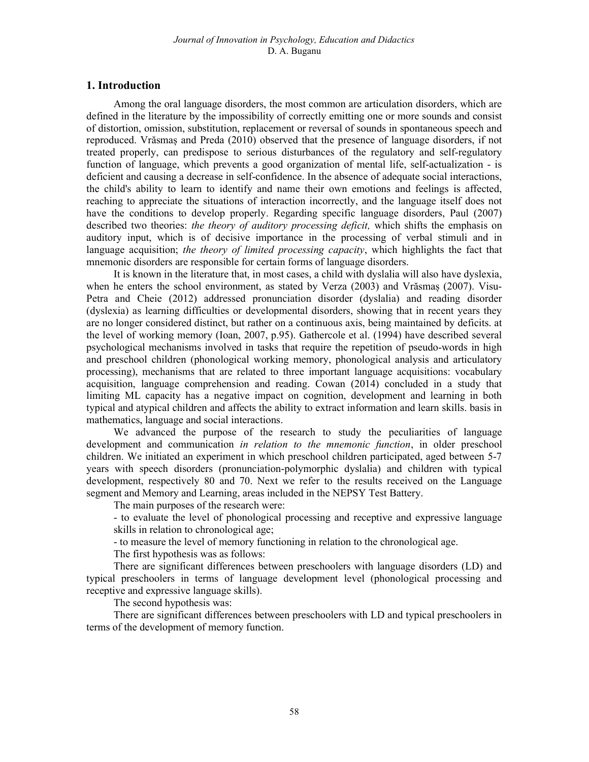## 1. Introduction

Among the oral language disorders, the most common are articulation disorders, which are defined in the literature by the impossibility of correctly emitting one or more sounds and consist of distortion, omission, substitution, replacement or reversal of sounds in spontaneous speech and reproduced. Vrăsmaș and Preda (2010) observed that the presence of language disorders, if not treated properly, can predispose to serious disturbances of the regulatory and self-regulatory function of language, which prevents a good organization of mental life, self-actualization - is deficient and causing a decrease in self-confidence. In the absence of adequate social interactions, the child's ability to learn to identify and name their own emotions and feelings is affected, reaching to appreciate the situations of interaction incorrectly, and the language itself does not have the conditions to develop properly. Regarding specific language disorders, Paul (2007) described two theories: *the theory of auditory processing deficit,* which shifts the emphasis on auditory input, which is of decisive importance in the processing of verbal stimuli and in language acquisition; *the theory of limited processing capacity*, which highlights the fact that mnemonic disorders are responsible for certain forms of language disorders.

It is known in the literature that, in most cases, a child with dyslalia will also have dyslexia, when he enters the school environment, as stated by Verza (2003) and Vrăsmaș (2007). Visu-Petra and Cheie (2012) addressed pronunciation disorder (dyslalia) and reading disorder (dyslexia) as learning difficulties or developmental disorders, showing that in recent years they are no longer considered distinct, but rather on a continuous axis, being maintained by deficits. at the level of working memory (Ioan, 2007, p.95). Gathercole et al. (1994) have described several psychological mechanisms involved in tasks that require the repetition of pseudo-words in high and preschool children (phonological working memory, phonological analysis and articulatory processing), mechanisms that are related to three important language acquisitions: vocabulary acquisition, language comprehension and reading. Cowan (2014) concluded in a study that limiting ML capacity has a negative impact on cognition, development and learning in both typical and atypical children and affects the ability to extract information and learn skills. basis in mathematics, language and social interactions.

We advanced the purpose of the research to study the peculiarities of language development and communication *in relation to the mnemonic function*, in older preschool children. We initiated an experiment in which preschool children participated, aged between 5-7 years with speech disorders (pronunciation-polymorphic dyslalia) and children with typical development, respectively 80 and 70. Next we refer to the results received on the Language segment and Memory and Learning, areas included in the NEPSY Test Battery.

The main purposes of the research were:

- to evaluate the level of phonological processing and receptive and expressive language skills in relation to chronological age;
- to measure the level of memory functioning in relation to the chronological age.

The first hypothesis was as follows:

There are significant differences between preschoolers with language disorders (LD) and typical preschoolers in terms of language development level (phonological processing and receptive and expressive language skills).

The second hypothesis was:

There are significant differences between preschoolers with LD and typical preschoolers in terms of the development of memory function.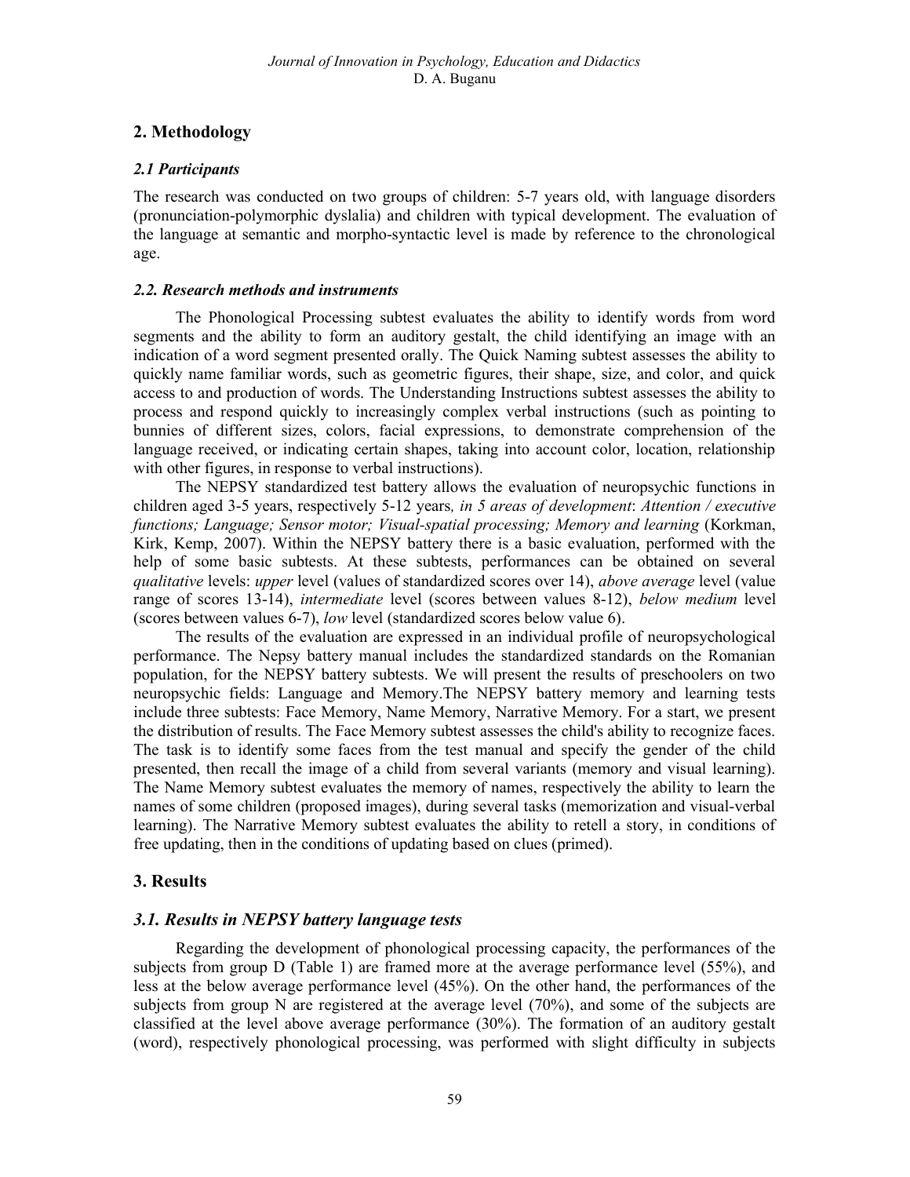## 2. Methodology

### *2.1 Participants*

The research was conducted on two groups of children: 5-7 years old, with language disorders (pronunciation-polymorphic dyslalia) and children with typical development. The evaluation of the language at semantic and morpho-syntactic level is made by reference to the chronological age.

### *2.2. Research methods and instruments*

The Phonological Processing subtest evaluates the ability to identify words from word segments and the ability to form an auditory gestalt, the child identifying an image with an indication of a word segment presented orally. The Quick Naming subtest assesses the ability to quickly name familiar words, such as geometric figures, their shape, size, and color, and quick access to and production of words. The Understanding Instructions subtest assesses the ability to process and respond quickly to increasingly complex verbal instructions (such as pointing to bunnies of different sizes, colors, facial expressions, to demonstrate comprehension of the language received, or indicating certain shapes, taking into account color, location, relationship with other figures, in response to verbal instructions).

The NEPSY standardized test battery allows the evaluation of neuropsychic functions in children aged 3-5 years, respectively 5-12 years*, in 5 areas of development*: *Attention / executive functions; Language; Sensor motor; Visual-spatial processing; Memory and learning* (Korkman, Kirk, Kemp, 2007). Within the NEPSY battery there is a basic evaluation, performed with the help of some basic subtests. At these subtests, performances can be obtained on several *qualitative* levels: *upper* level (values of standardized scores over 14), *above average* level (value range of scores 13-14), *intermediate* level (scores between values 8-12), *below medium* level (scores between values 6-7), *low* level (standardized scores below value 6).

The results of the evaluation are expressed in an individual profile of neuropsychological performance. The Nepsy battery manual includes the standardized standards on the Romanian population, for the NEPSY battery subtests. We will present the results of preschoolers on two neuropsychic fields: Language and Memory.The NEPSY battery memory and learning tests include three subtests: Face Memory, Name Memory, Narrative Memory. For a start, we present the distribution of results. The Face Memory subtest assesses the child's ability to recognize faces. The task is to identify some faces from the test manual and specify the gender of the child presented, then recall the image of a child from several variants (memory and visual learning). The Name Memory subtest evaluates the memory of names, respectively the ability to learn the names of some children (proposed images), during several tasks (memorization and visual-verbal learning). The Narrative Memory subtest evaluates the ability to retell a story, in conditions of free updating, then in the conditions of updating based on clues (primed).

## 3. Results

### *3.1. Results in NEPSY battery language tests*

Regarding the development of phonological processing capacity, the performances of the subjects from group D (Table 1) are framed more at the average performance level (55%), and less at the below average performance level (45%). On the other hand, the performances of the subjects from group N are registered at the average level (70%), and some of the subjects are classified at the level above average performance (30%). The formation of an auditory gestalt (word), respectively phonological processing, was performed with slight difficulty in subjects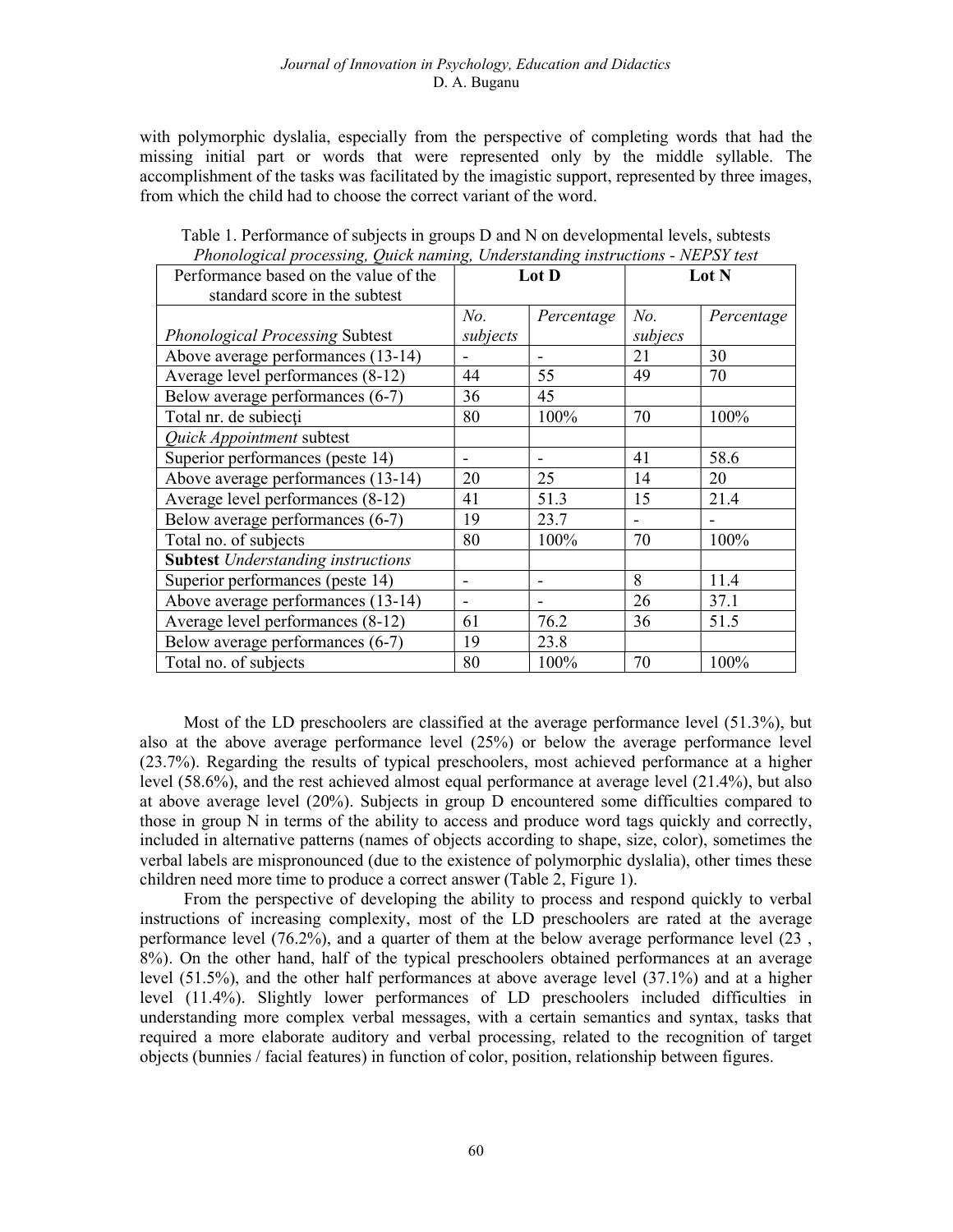with polymorphic dyslalia, especially from the perspective of completing words that had the missing initial part or words that were represented only by the middle syllable. The accomplishment of the tasks was facilitated by the imagistic support, represented by three images, from which the child had to choose the correct variant of the word.

Table 1. Performance of subjects in groups D and N on developmental levels, subtests *Phonological processing, Quick naming, Understanding instructions - NEPSY test*

| Performance based on the value of the standard score in the subtest | Lot D | | Lot N | |
|---|---|---|---|---|
| *Phonological Processing* Subtest | *No. subjects* | *Percentage* | *No. subjecs* | *Percentage* |
| Above average performances (13-14) | - | - | 21 | 30 |
| Average level performances (8-12) | 44 | 55 | 49 | 70 |
| Below average performances (6-7) | 36 | 45 | | |
| Total nr. de subiecţi | 80 | 100% | 70 | 100% |
| *Quick Appointment* subtest | | | | |
| Superior performances (peste 14) | - | - | 41 | 58.6 |
| Above average performances (13-14) | 20 | 25 | 14 | 20 |
| Average level performances (8-12) | 41 | 51.3 | 15 | 21.4 |
| Below average performances (6-7) | 19 | 23.7 | - | - |
| Total no. of subjects | 80 | 100% | 70 | 100% |
| **Subtest** *Understanding instructions* | | | | |
| Superior performances (peste 14) | - | - | 8 | 11.4 |
| Above average performances (13-14) | - | - | 26 | 37.1 |
| Average level performances (8-12) | 61 | 76.2 | 36 | 51.5 |
| Below average performances (6-7) | 19 | 23.8 | | |
| Total no. of subjects | 80 | 100% | 70 | 100% |

Most of the LD preschoolers are classified at the average performance level (51.3%), but also at the above average performance level (25%) or below the average performance level (23.7%). Regarding the results of typical preschoolers, most achieved performance at a higher level (58.6%), and the rest achieved almost equal performance at average level (21.4%), but also at above average level (20%). Subjects in group D encountered some difficulties compared to those in group N in terms of the ability to access and produce word tags quickly and correctly, included in alternative patterns (names of objects according to shape, size, color), sometimes the verbal labels are mispronounced (due to the existence of polymorphic dyslalia), other times these children need more time to produce a correct answer (Table 2, Figure 1).

From the perspective of developing the ability to process and respond quickly to verbal instructions of increasing complexity, most of the LD preschoolers are rated at the average performance level (76.2%), and a quarter of them at the below average performance level (23 , 8%). On the other hand, half of the typical preschoolers obtained performances at an average level (51.5%), and the other half performances at above average level (37.1%) and at a higher level (11.4%). Slightly lower performances of LD preschoolers included difficulties in understanding more complex verbal messages, with a certain semantics and syntax, tasks that required a more elaborate auditory and verbal processing, related to the recognition of target objects (bunnies / facial features) in function of color, position, relationship between figures.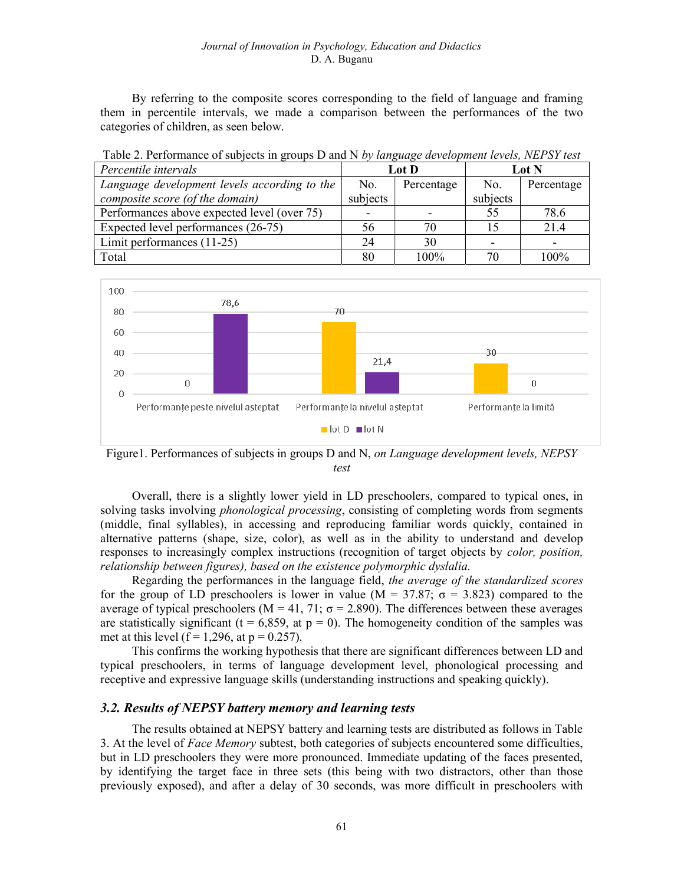By referring to the composite scores corresponding to the field of language and framing them in percentile intervals, we made a comparison between the performances of the two categories of children, as seen below.

Table 2. Performance of subjects in groups D and N *by language development levels, NEPSY test*

| *Percentile intervals* | Lot D | | Lot N | |
|---|---|---|---|---|
| *Language development levels according to the composite score (of the domain)* | No. subjects | Percentage | No. subjects | Percentage |
| Performances above expected level (over 75) | - | - | 55 | 78.6 |
| Expected level performances (26-75) | 56 | 70 | 15 | 21.4 |
| Limit performances (11-25) | 24 | 30 | - | - |
| Total | 80 | 100% | 70 | 100% |

Figure1. Performances of subjects in groups D and N, *on Language development levels, NEPSY test*

Overall, there is a slightly lower yield in LD preschoolers, compared to typical ones, in solving tasks involving *phonological processing*, consisting of completing words from segments (middle, final syllables), in accessing and reproducing familiar words quickly, contained in alternative patterns (shape, size, color), as well as in the ability to understand and develop responses to increasingly complex instructions (recognition of target objects by *color, position, relationship between figures), based on the existence polymorphic dyslalia.*

Regarding the performances in the language field, *the average of the standardized scores* for the group of LD preschoolers is lower in value (M = 37.87; σ = 3.823) compared to the average of typical preschoolers (M = 41, 71; σ = 2.890). The differences between these averages are statistically significant (t = 6,859, at p = 0). The homogeneity condition of the samples was met at this level (f = 1,296, at p = 0.257).

This confirms the working hypothesis that there are significant differences between LD and typical preschoolers, in terms of language development level, phonological processing and receptive and expressive language skills (understanding instructions and speaking quickly).

### *3.2. Results of NEPSY battery memory and learning tests*

The results obtained at NEPSY battery and learning tests are distributed as follows in Table 3. At the level of *Face Memory* subtest, both categories of subjects encountered some difficulties, but in LD preschoolers they were more pronounced. Immediate updating of the faces presented, by identifying the target face in three sets (this being with two distractors, other than those previously exposed), and after a delay of 30 seconds, was more difficult in preschoolers with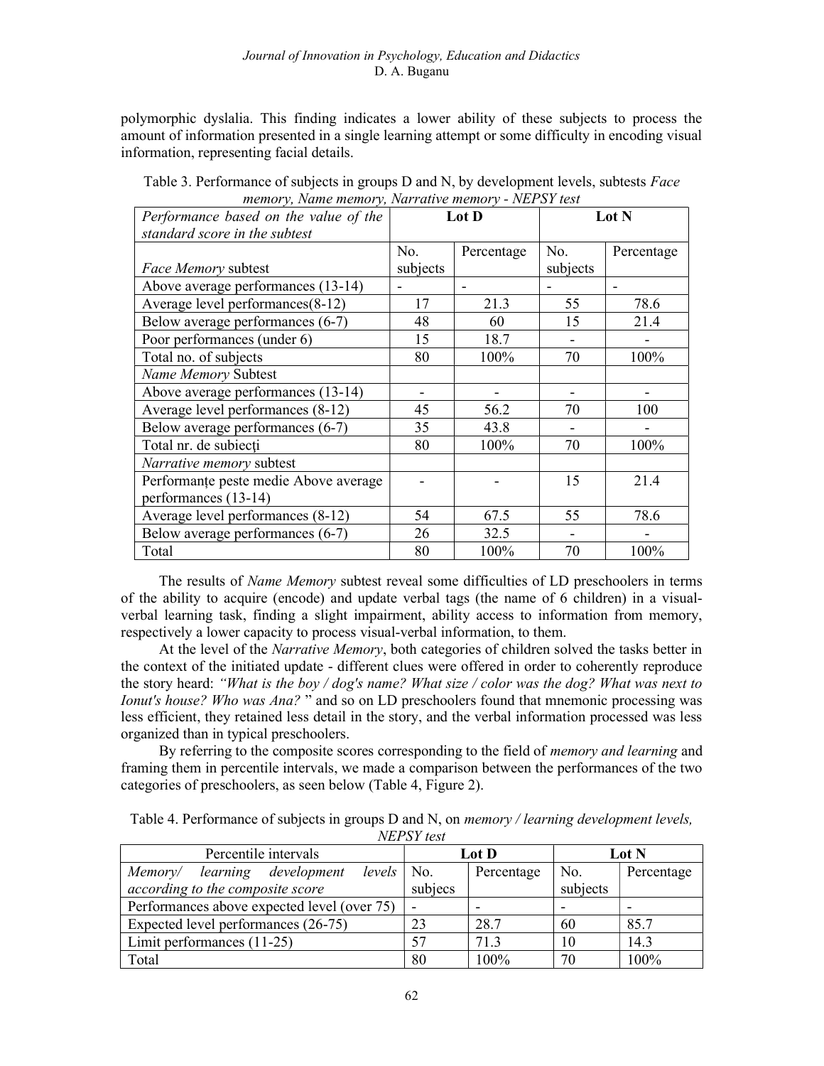polymorphic dyslalia. This finding indicates a lower ability of these subjects to process the amount of information presented in a single learning attempt or some difficulty in encoding visual information, representing facial details.

Table 3. Performance of subjects in groups D and N, by development levels, subtests *Face memory, Name memory, Narrative memory - NEPSY test*

| *Performance based on the value of the standard score in the subtest* | **Lot D** | | **Lot N** | |
|---|---|---|---|---|
| *Face Memory* subtest | No. subjects | Percentage | No. subjects | Percentage |
| Above average performances (13-14) | - | - | - | - |
| Average level performances(8-12) | 17 | 21.3 | 55 | 78.6 |
| Below average performances (6-7) | 48 | 60 | 15 | 21.4 |
| Poor performances (under 6) | 15 | 18.7 | - | - |
| Total no. of subjects | 80 | 100% | 70 | 100% |
| *Name Memory* Subtest | | | | |
| Above average performances (13-14) | - | - | - | - |
| Average level performances (8-12) | 45 | 56.2 | 70 | 100 |
| Below average performances (6-7) | 35 | 43.8 | - | - |
| Total nr. de subiecți | 80 | 100% | 70 | 100% |
| *Narrative memory* subtest | | | | |
| Performanțe peste medie Above average performances (13-14) | - | - | 15 | 21.4 |
| Average level performances (8-12) | 54 | 67.5 | 55 | 78.6 |
| Below average performances (6-7) | 26 | 32.5 | - | - |
| Total | 80 | 100% | 70 | 100% |

The results of *Name Memory* subtest reveal some difficulties of LD preschoolers in terms of the ability to acquire (encode) and update verbal tags (the name of 6 children) in a visual-verbal learning task, finding a slight impairment, ability access to information from memory, respectively a lower capacity to process visual-verbal information, to them.

At the level of the *Narrative Memory*, both categories of children solved the tasks better in the context of the initiated update - different clues were offered in order to coherently reproduce the story heard: *"What is the boy / dog's name? What size / color was the dog? What was next to Ionut's house? Who was Ana?* " and so on LD preschoolers found that mnemonic processing was less efficient, they retained less detail in the story, and the verbal information processed was less organized than in typical preschoolers.

By referring to the composite scores corresponding to the field of *memory and learning* and framing them in percentile intervals, we made a comparison between the performances of the two categories of preschoolers, as seen below (Table 4, Figure 2).

Table 4. Performance of subjects in groups D and N, on *memory / learning development levels, NEPSY test*

| Percentile intervals | **Lot D** | | **Lot N** | |
|---|---|---|---|---|
| *Memory/ learning development levels according to the composite score* | No. subjecs | Percentage | No. subjects | Percentage |
| Performances above expected level (over 75) | - | - | - | - |
| Expected level performances (26-75) | 23 | 28.7 | 60 | 85.7 |
| Limit performances (11-25) | 57 | 71.3 | 10 | 14.3 |
| Total | 80 | 100% | 70 | 100% |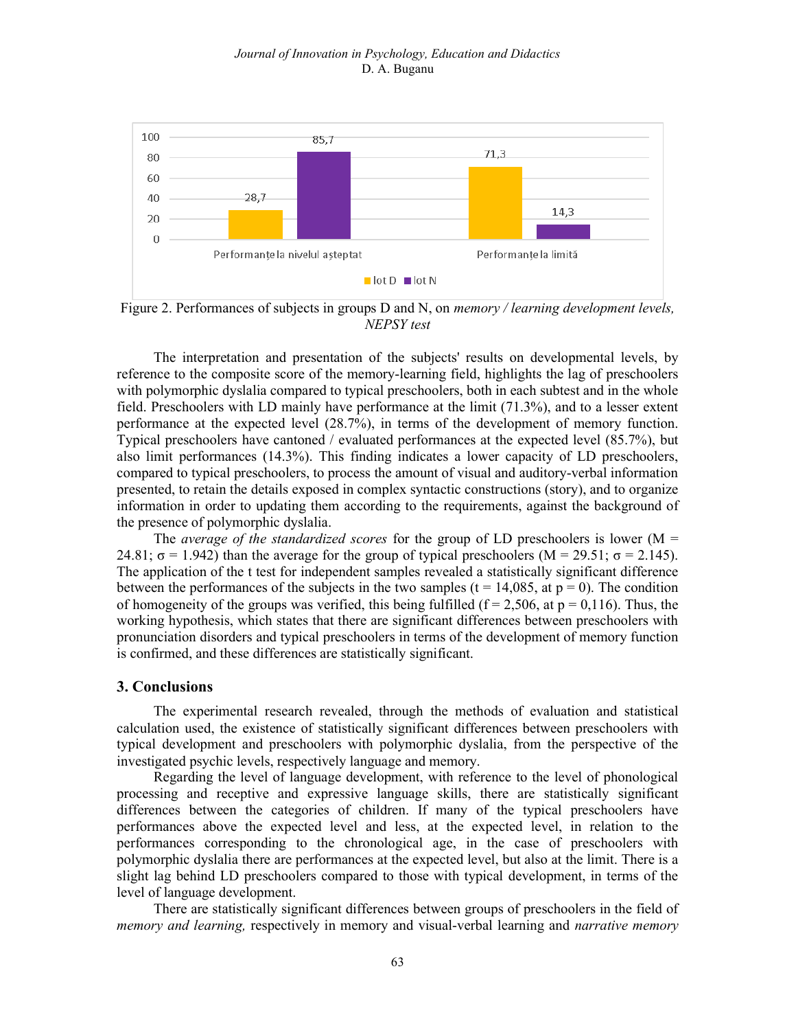Figure 2. Performances of subjects in groups D and N, on *memory / learning development levels, NEPSY test*

The interpretation and presentation of the subjects' results on developmental levels, by reference to the composite score of the memory-learning field, highlights the lag of preschoolers with polymorphic dyslalia compared to typical preschoolers, both in each subtest and in the whole field. Preschoolers with LD mainly have performance at the limit (71.3%), and to a lesser extent performance at the expected level (28.7%), in terms of the development of memory function. Typical preschoolers have cantoned / evaluated performances at the expected level (85.7%), but also limit performances (14.3%). This finding indicates a lower capacity of LD preschoolers, compared to typical preschoolers, to process the amount of visual and auditory-verbal information presented, to retain the details exposed in complex syntactic constructions (story), and to organize information in order to updating them according to the requirements, against the background of the presence of polymorphic dyslalia.

The *average of the standardized scores* for the group of LD preschoolers is lower ($M = 24.81$; $\sigma = 1.942$) than the average for the group of typical preschoolers ($M = 29.51$; $\sigma = 2.145$). The application of the t test for independent samples revealed a statistically significant difference between the performances of the subjects in the two samples ($t = 14{,}085$, at $p = 0$). The condition of homogeneity of the groups was verified, this being fulfilled ($f = 2{,}506$, at $p = 0{,}116$). Thus, the working hypothesis, which states that there are significant differences between preschoolers with pronunciation disorders and typical preschoolers in terms of the development of memory function is confirmed, and these differences are statistically significant.

## 3. Conclusions

The experimental research revealed, through the methods of evaluation and statistical calculation used, the existence of statistically significant differences between preschoolers with typical development and preschoolers with polymorphic dyslalia, from the perspective of the investigated psychic levels, respectively language and memory.

Regarding the level of language development, with reference to the level of phonological processing and receptive and expressive language skills, there are statistically significant differences between the categories of children. If many of the typical preschoolers have performances above the expected level and less, at the expected level, in relation to the performances corresponding to the chronological age, in the case of preschoolers with polymorphic dyslalia there are performances at the expected level, but also at the limit. There is a slight lag behind LD preschoolers compared to those with typical development, in terms of the level of language development.

There are statistically significant differences between groups of preschoolers in the field of *memory and learning,* respectively in memory and visual-verbal learning and *narrative memory*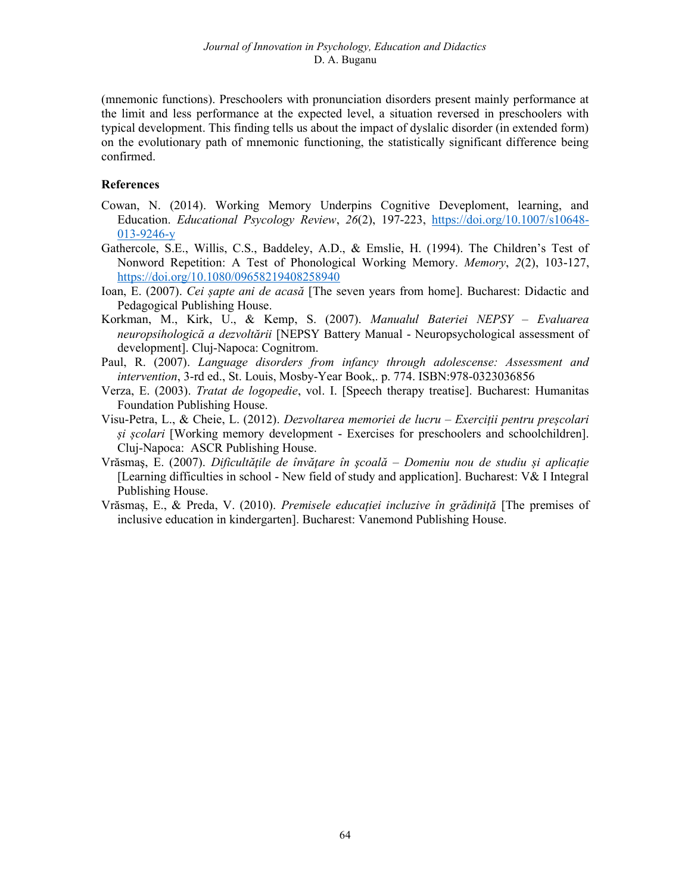(mnemonic functions). Preschoolers with pronunciation disorders present mainly performance at the limit and less performance at the expected level, a situation reversed in preschoolers with typical development. This finding tells us about the impact of dyslalic disorder (in extended form) on the evolutionary path of mnemonic functioning, the statistically significant difference being confirmed.

## References

Cowan, N. (2014). Working Memory Underpins Cognitive Deveploment, learning, and Education. *Educational Psycology Review*, *26*(2), 197-223, https://doi.org/10.1007/s10648-013-9246-y

Gathercole, S.E., Willis, C.S., Baddeley, A.D., & Emslie, H. (1994). The Children's Test of Nonword Repetition: A Test of Phonological Working Memory. *Memory*, *2*(2), 103-127, https://doi.org/10.1080/09658219408258940

Ioan, E. (2007). *Cei șapte ani de acasă* [The seven years from home]. Bucharest: Didactic and Pedagogical Publishing House.

Korkman, M., Kirk, U., & Kemp, S. (2007). *Manualul Bateriei NEPSY – Evaluarea neuropsihologică a dezvoltării* [NEPSY Battery Manual - Neuropsychological assessment of development]. Cluj-Napoca: Cognitrom.

Paul, R. (2007). *Language disorders from infancy through adolescense: Assessment and intervention*, 3-rd ed., St. Louis, Mosby-Year Book,. p. 774. ISBN:978-0323036856

Verza, E. (2003). *Tratat de logopedie*, vol. I. [Speech therapy treatise]. Bucharest: Humanitas Foundation Publishing House.

Visu-Petra, L., & Cheie, L. (2012). *Dezvoltarea memoriei de lucru – Exerciții pentru preșcolari și școlari* [Working memory development - Exercises for preschoolers and schoolchildren]. Cluj-Napoca: ASCR Publishing House.

Vrăsmaş, E. (2007). *Dificultăţile de învăţare în şcoală – Domeniu nou de studiu și aplicație* [Learning difficulties in school - New field of study and application]. Bucharest: V& I Integral Publishing House.

Vrăsmaș, E., & Preda, V. (2010). *Premisele educației incluzive în grădiniță* [The premises of inclusive education in kindergarten]. Bucharest: Vanemond Publishing House.